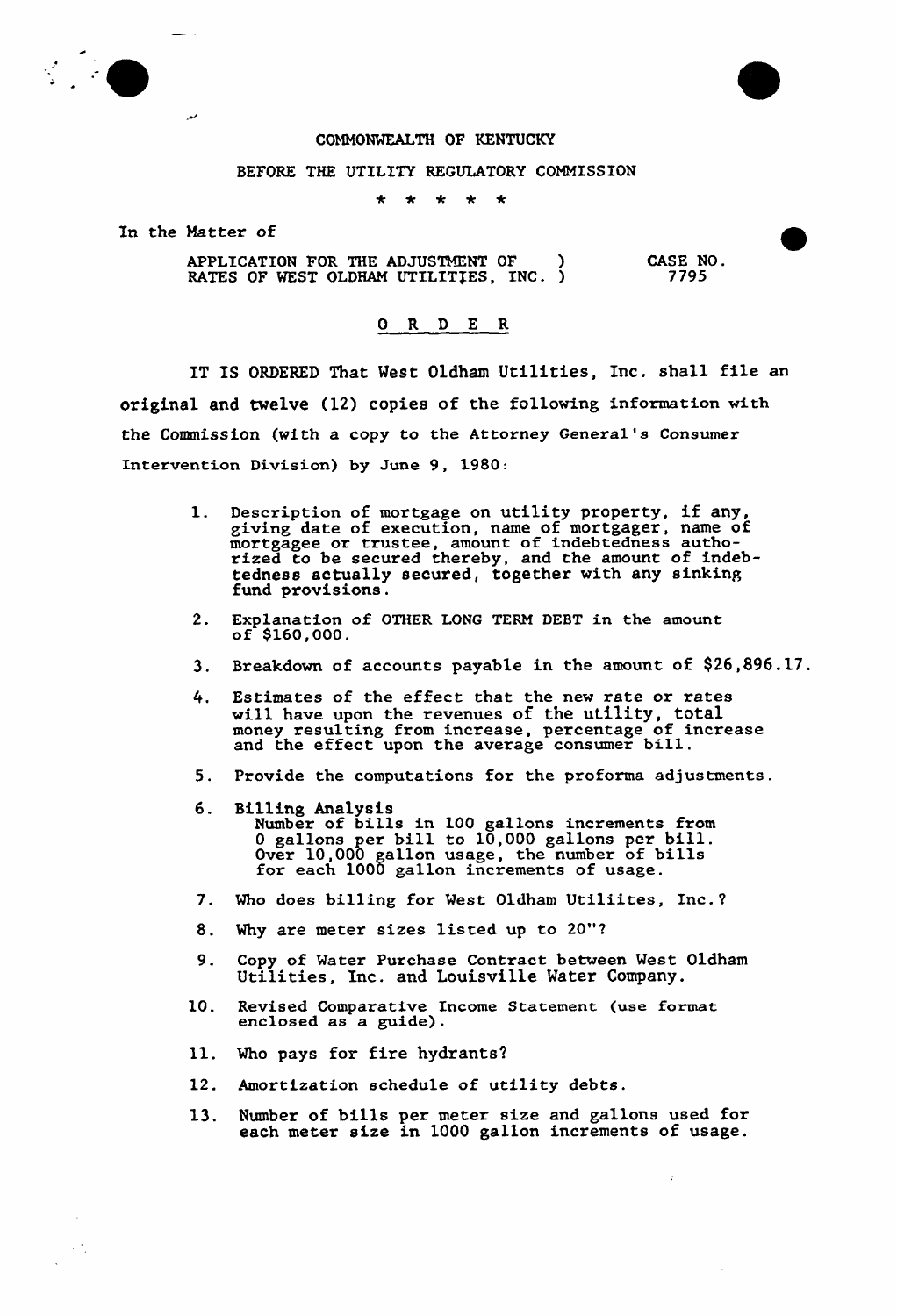COMMONWEALTH OF KENTUCKY

BEFORE THE UTILITY REGULATORY COMMISSION

\* \* \* \* \*

In the Matter of

APPLICATION FOR THE ADJUSTMENT OF RATES OF WEST OLDHAM UTILITIES, INC. ) CASE NO. 7795

O R D E R

IT IS ORDERED That West Oldham Utilities, Inc. shall file an original and twelve (12) copies of the following information with the Commission (with a copy to the Attorney General's Consumer Intervention Division) by June 9, 1980:

1. Description of mortgage on utility property, if any, giving date of execution, name of mortgager, name of mortgagee or trustee, amount of indebtedness authorized to be secured thereby, and the amount of indebtedness actually secured, together with any sinking fund provisions.

2. Explanation of OTHER LONG TERM DEBT in the amount of $160,000.

3. Breakdown of accounts payable in the amount of $26,896.17.

4. Estimates of the effect that the new rate or rates will have upon the revenues of the utility, total money resulting from increase, percentage of increase and the effect upon the average consumer bill.

5. Provide the computations for the proforma adjustments.

6. Billing Analysis
   Number of bills in 100 gallons increments from 0 gallons per bill to 10,000 gallons per bill. Over 10,000 gallon usage, the number of bills for each 1000 gallon increments of usage.

7. Who does billing for West Oldham Utiliites, Inc.?

8. Why are meter sizes listed up to 20"?

9. Copy of Water Purchase Contract between West Oldham Utilities, Inc. and Louisville Water Company.

10. Revised Comparative Income Statement (use format enclosed as a guide).

11. Who pays for fire hydrants?

12. Amortization schedule of utility debts.

13. Number of bills per meter size and gallons used for each meter size in 1000 gallon increments of usage.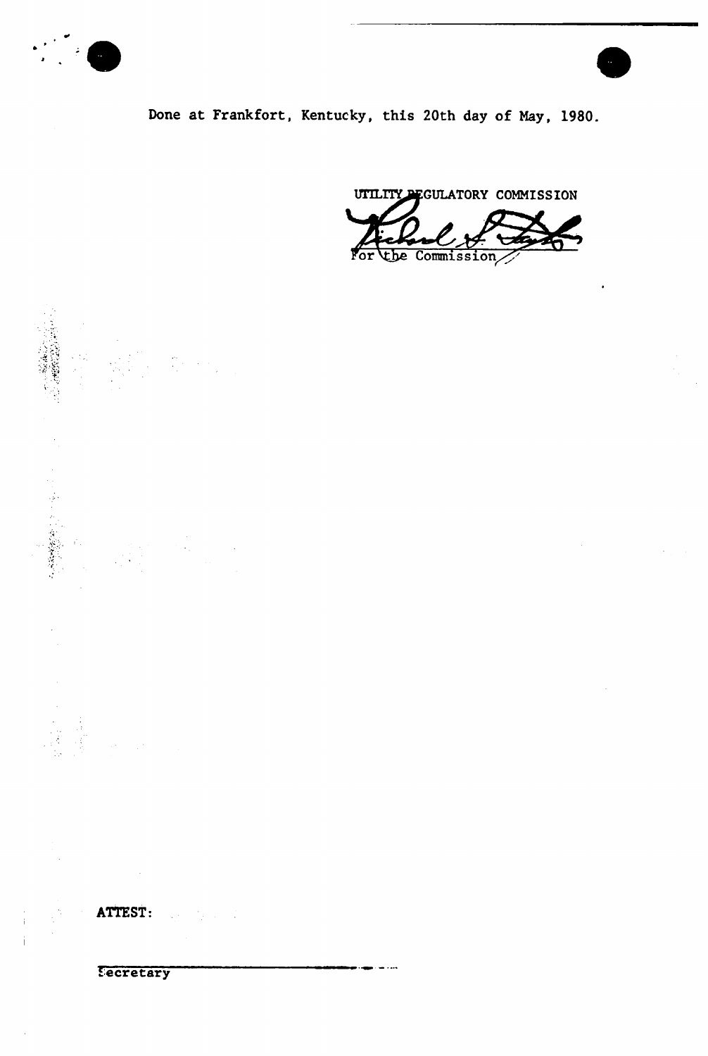Done at Frankfort, Kentucky, this 20th day of May, 1980.

UTILITY REGULATORY COMMISSION

For the Commission

ATTEST:

Secretary